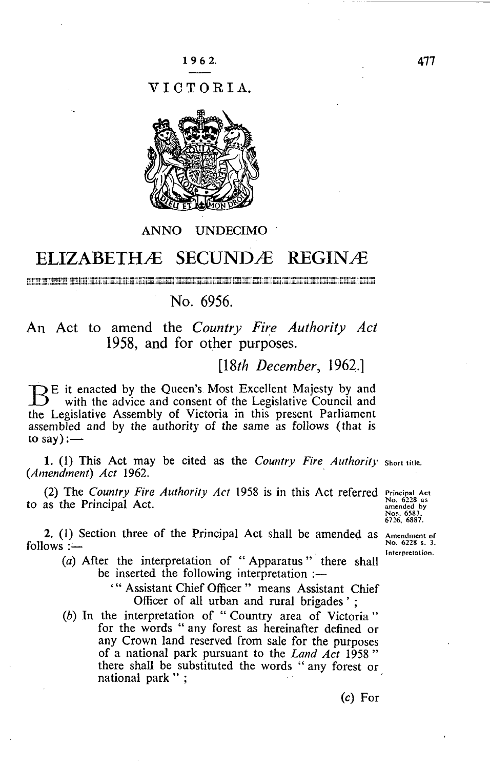1962.

VICTORIA.

ANNO UNDECIMO

# ELIZABETHÆ SECUNDÆ REGINÆ

## No. 6956.

An Act to amend the *Country Fire Authority Act* 1958, and for other purposes.

[*18th December*, 1962.]

BE it enacted by the Queen's Most Excellent Majesty by and with the advice and consent of the Legislative Council and the Legislative Assembly of Victoria in this present Parliament assembled and by the authority of the same as follows (that is to say):—

Short title.

**1.** (1) This Act may be cited as the *Country Fire Authority (Amendment) Act* 1962.

Principal Act No. 6228 as amended by Nos. 6583, 6726, 6887.

(2) The *Country Fire Authority Act* 1958 is in this Act referred to as the Principal Act.

Amendment of No. 6228 s. 3. Interpretation.

**2.** (1) Section three of the Principal Act shall be amended as follows :—

(*a*) After the interpretation of "Apparatus" there shall be inserted the following interpretation :—

'"Assistant Chief Officer" means Assistant Chief Officer of all urban and rural brigades';

(*b*) In the interpretation of "Country area of Victoria" for the words "any forest as hereinafter defined or any Crown land reserved from sale for the purposes of a national park pursuant to the *Land Act* 1958" there shall be substituted the words "any forest or national park";

(*c*) For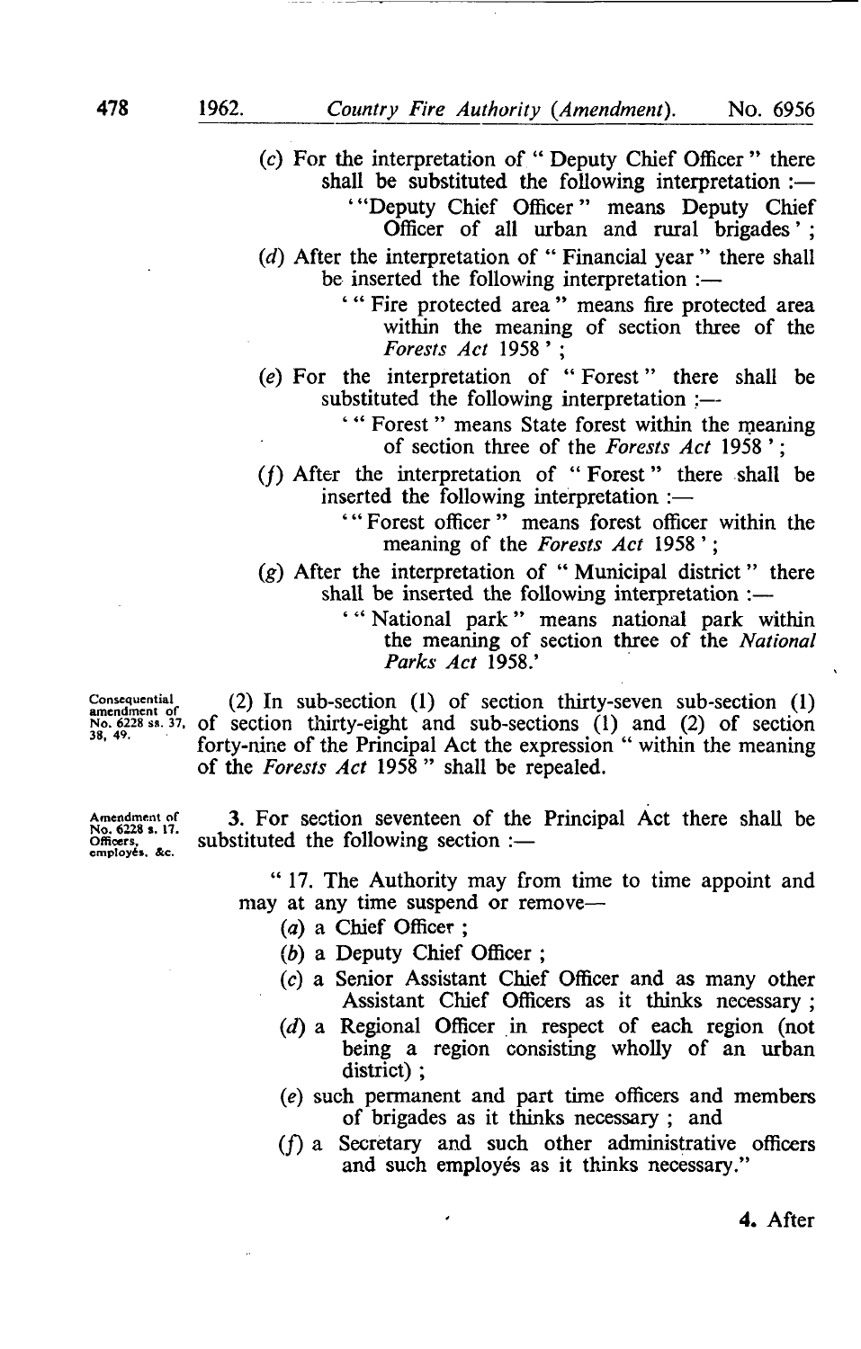(c) For the interpretation of " Deputy Chief Officer " there shall be substituted the following interpretation :—

'" Deputy Chief Officer " means Deputy Chief Officer of all urban and rural brigades' ;

(d) After the interpretation of " Financial year " there shall be inserted the following interpretation :—

'" Fire protected area " means fire protected area within the meaning of section three of the *Forests Act* 1958' ;

(e) For the interpretation of " Forest " there shall be substituted the following interpretation :—

'" Forest " means State forest within the meaning of section three of the *Forests Act* 1958' ;

(f) After the interpretation of " Forest " there shall be inserted the following interpretation :—

'" Forest officer " means forest officer within the meaning of the *Forests Act* 1958' ;

(g) After the interpretation of " Municipal district " there shall be inserted the following interpretation :—

'" National park " means national park within the meaning of section three of the *National Parks Act* 1958.'

Consequential amendment of No. 6228 ss. 37, 38, 49.

(2) In sub-section (1) of section thirty-seven sub-section (1) of section thirty-eight and sub-sections (1) and (2) of section forty-nine of the Principal Act the expression " within the meaning of the *Forests Act* 1958 " shall be repealed.

Amendment of No. 6228 s. 17. Officers, employés, &c.

**3.** For section seventeen of the Principal Act there shall be substituted the following section :—

" 17. The Authority may from time to time appoint and may at any time suspend or remove—

(a) a Chief Officer ;

(b) a Deputy Chief Officer ;

(c) a Senior Assistant Chief Officer and as many other Assistant Chief Officers as it thinks necessary ;

(d) a Regional Officer in respect of each region (not being a region consisting wholly of an urban district) ;

(e) such permanent and part time officers and members of brigades as it thinks necessary ; and

(f) a Secretary and such other administrative officers and such employés as it thinks necessary."

**4.** After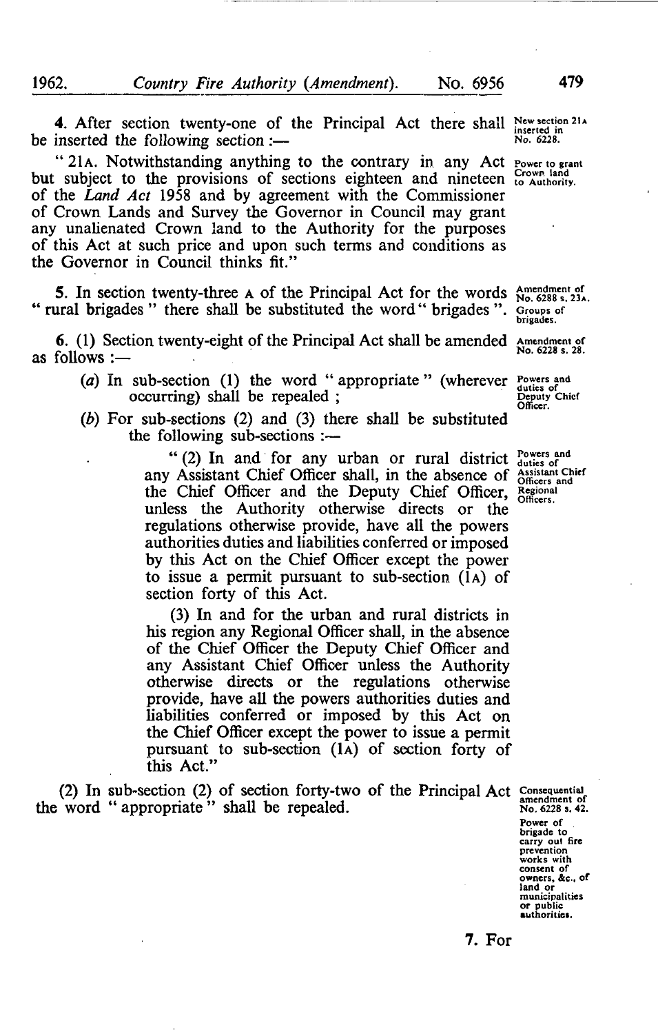**4.** After section twenty-one of the Principal Act there shall be inserted the following section :—

*New section 21A inserted in No. 6228.*

" 21A. Notwithstanding anything to the contrary in any Act but subject to the provisions of sections eighteen and nineteen of the *Land Act* 1958 and by agreement with the Commissioner of Crown Lands and Survey the Governor in Council may grant any unalienated Crown land to the Authority for the purposes of this Act at such price and upon such terms and conditions as the Governor in Council thinks fit."

*Power to grant Crown land to Authority.*

**5.** In section twenty-three A of the Principal Act for the words " rural brigades " there shall be substituted the word " brigades ".

*Amendment of No. 6288 s. 23A. Groups of brigades.*

**6.** (1) Section twenty-eight of the Principal Act shall be amended as follows :—

*Amendment of No. 6228 s. 28.*

(*a*) In sub-section (1) the word " appropriate " (wherever occurring) shall be repealed ;

*Powers and duties of Deputy Chief Officer.*

(*b*) For sub-sections (2) and (3) there shall be substituted the following sub-sections :—

" (2) In and for any urban or rural district any Assistant Chief Officer shall, in the absence of the Chief Officer and the Deputy Chief Officer, unless the Authority otherwise directs or the regulations otherwise provide, have all the powers authorities duties and liabilities conferred or imposed by this Act on the Chief Officer except the power to issue a permit pursuant to sub-section (1A) of section forty of this Act.

*Powers and duties of Assistant Chief Officers and Regional Officers.*

(3) In and for the urban and rural districts in his region any Regional Officer shall, in the absence of the Chief Officer the Deputy Chief Officer and any Assistant Chief Officer unless the Authority otherwise directs or the regulations otherwise provide, have all the powers authorities duties and liabilities conferred or imposed by this Act on the Chief Officer except the power to issue a permit pursuant to sub-section (1A) of section forty of this Act."

(2) In sub-section (2) of section forty-two of the Principal Act the word " appropriate " shall be repealed.

*Consequential amendment of No. 6228 s. 42. Power of brigade to carry out fire prevention works with consent of owners, &c., of land or municipalities or public authorities.*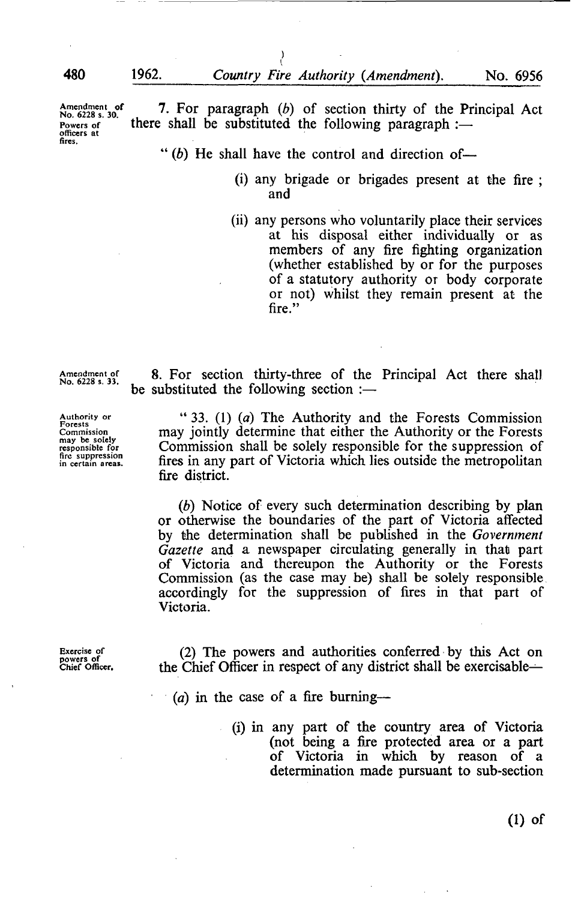Amendment of No. 6228 s. 30. Powers of officers at fires.

7. For paragraph (*b*) of section thirty of the Principal Act there shall be substituted the following paragraph :—

> "(*b*) He shall have the control and direction of—
>
> (i) any brigade or brigades present at the fire ; and
>
> (ii) any persons who voluntarily place their services at his disposal either individually or as members of any fire fighting organization (whether established by or for the purposes of a statutory authority or body corporate or not) whilst they remain present at the fire."

Amendment of No. 6228 s. 33.

8. For section thirty-three of the Principal Act there shall be substituted the following section :—

Authority or Forests Commission may be solely responsible for fire suppression in certain areas.

> "33. (1) (*a*) The Authority and the Forests Commission may jointly determine that either the Authority or the Forests Commission shall be solely responsible for the suppression of fires in any part of Victoria which lies outside the metropolitan fire district.
>
> (*b*) Notice of every such determination describing by plan or otherwise the boundaries of the part of Victoria affected by the determination shall be published in the *Government Gazette* and a newspaper circulating generally in that part of Victoria and thereupon the Authority or the Forests Commission (as the case may be) shall be solely responsible accordingly for the suppression of fires in that part of Victoria.

Exercise of powers of Chief Officer.

> (2) The powers and authorities conferred by this Act on the Chief Officer in respect of any district shall be exercisable—
>
> (*a*) in the case of a fire burning—
>
> (i) in any part of the country area of Victoria (not being a fire protected area or a part of Victoria in which by reason of a determination made pursuant to sub-section (1) of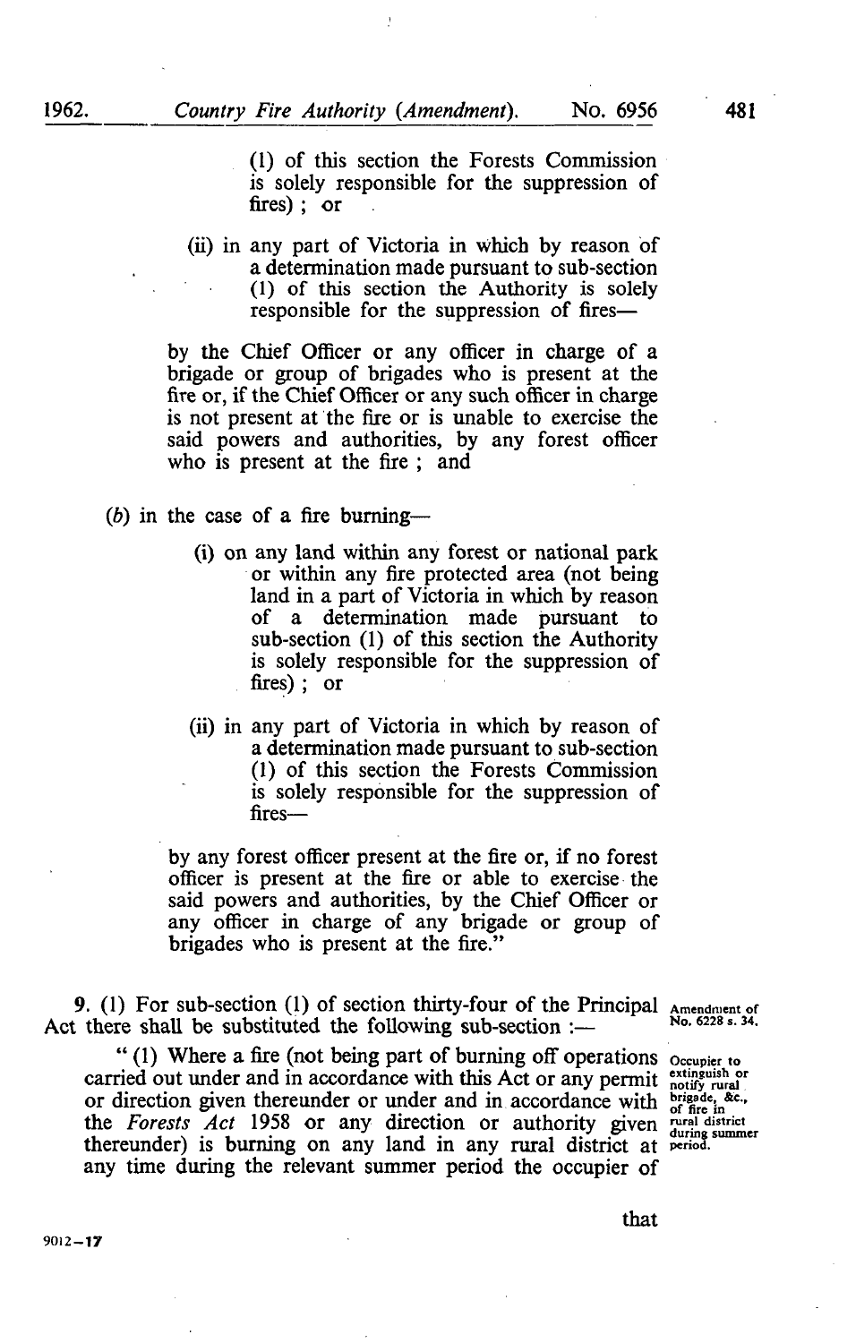(1) of this section the Forests Commission is solely responsible for the suppression of fires) ; or

(ii) in any part of Victoria in which by reason of a determination made pursuant to sub-section (1) of this section the Authority is solely responsible for the suppression of fires—

by the Chief Officer or any officer in charge of a brigade or group of brigades who is present at the fire or, if the Chief Officer or any such officer in charge is not present at the fire or is unable to exercise the said powers and authorities, by any forest officer who is present at the fire ; and

(*b*) in the case of a fire burning—

(i) on any land within any forest or national park or within any fire protected area (not being land in a part of Victoria in which by reason of a determination made pursuant to sub-section (1) of this section the Authority is solely responsible for the suppression of fires) ; or

(ii) in any part of Victoria in which by reason of a determination made pursuant to sub-section (1) of this section the Forests Commission is solely responsible for the suppression of fires—

by any forest officer present at the fire or, if no forest officer is present at the fire or able to exercise the said powers and authorities, by the Chief Officer or any officer in charge of any brigade or group of brigades who is present at the fire."

Amendment of No. 6228 s. 34.

**9.** (1) For sub-section (1) of section thirty-four of the Principal Act there shall be substituted the following sub-section :—

Occupier to extinguish or notify rural brigade, &c., of fire in rural district during summer period.

" (1) Where a fire (not being part of burning off operations carried out under and in accordance with this Act or any permit or direction given thereunder or under and in accordance with the *Forests Act* 1958 or any direction or authority given thereunder) is burning on any land in any rural district at any time during the relevant summer period the occupier of that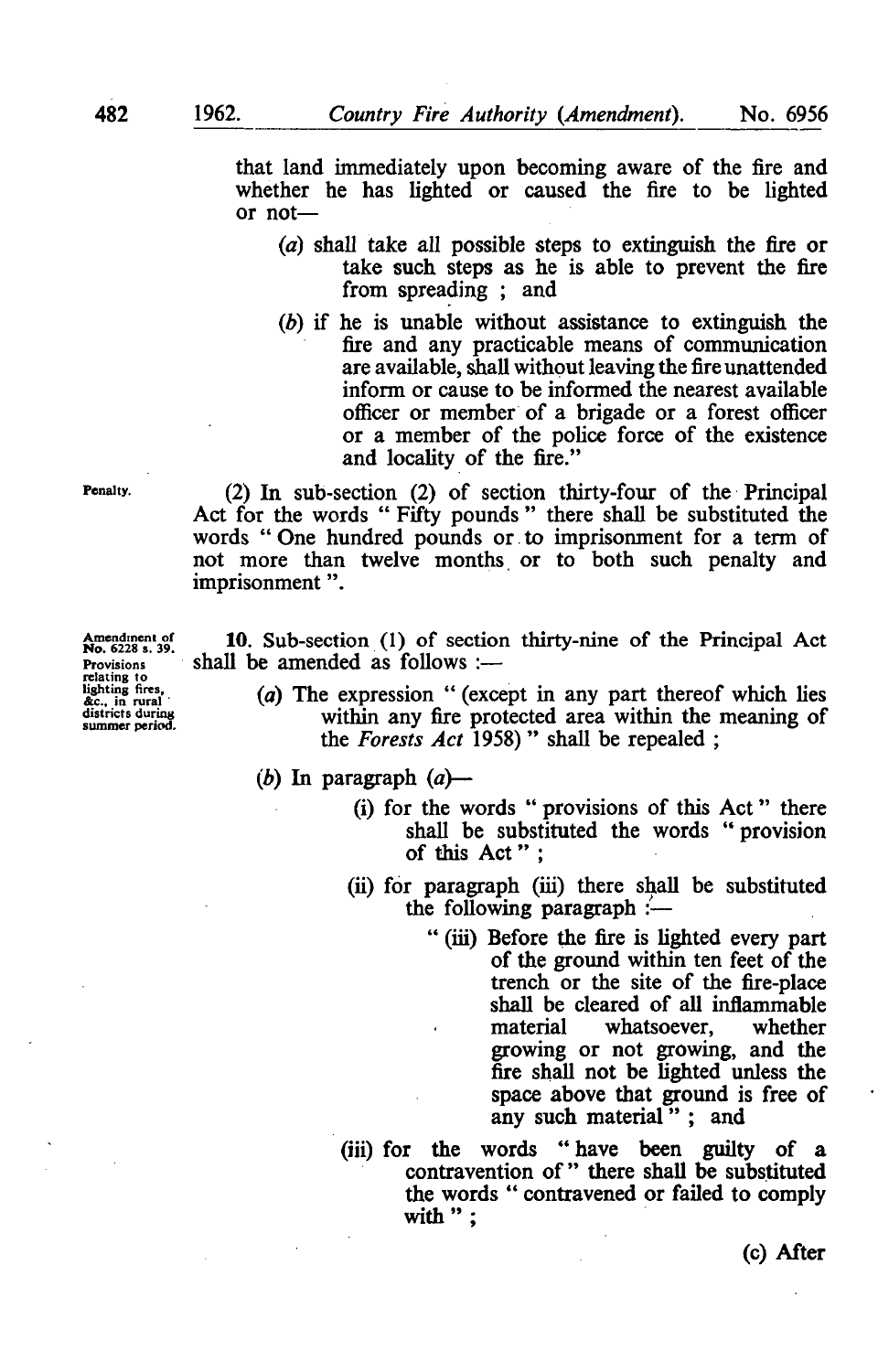that land immediately upon becoming aware of the fire and whether he has lighted or caused the fire to be lighted or not—

(a) shall take all possible steps to extinguish the fire or take such steps as he is able to prevent the fire from spreading ; and

(b) if he is unable without assistance to extinguish the fire and any practicable means of communication are available, shall without leaving the fire unattended inform or cause to be informed the nearest available officer or member of a brigade or a forest officer or a member of the police force of the existence and locality of the fire."

Penalty.

(2) In sub-section (2) of section thirty-four of the Principal Act for the words " Fifty pounds " there shall be substituted the words " One hundred pounds or to imprisonment for a term of not more than twelve months or to both such penalty and imprisonment ".

Amendment of No. 6228 s. 39. Provisions relating to lighting fires, &c., in rural districts during summer period.

**10.** Sub-section (1) of section thirty-nine of the Principal Act shall be amended as follows :—

(a) The expression " (except in any part thereof which lies within any fire protected area within the meaning of the *Forests Act* 1958) " shall be repealed ;

(b) In paragraph (a)—

(i) for the words " provisions of this Act " there shall be substituted the words " provision of this Act " ;

(ii) for paragraph (iii) there shall be substituted the following paragraph :—

" (iii) Before the fire is lighted every part of the ground within ten feet of the trench or the site of the fire-place shall be cleared of all inflammable material whatsoever, whether growing or not growing, and the fire shall not be lighted unless the space above that ground is free of any such material " ; and

(iii) for the words " have been guilty of a contravention of " there shall be substituted the words " contravened or failed to comply with " ;

(c) After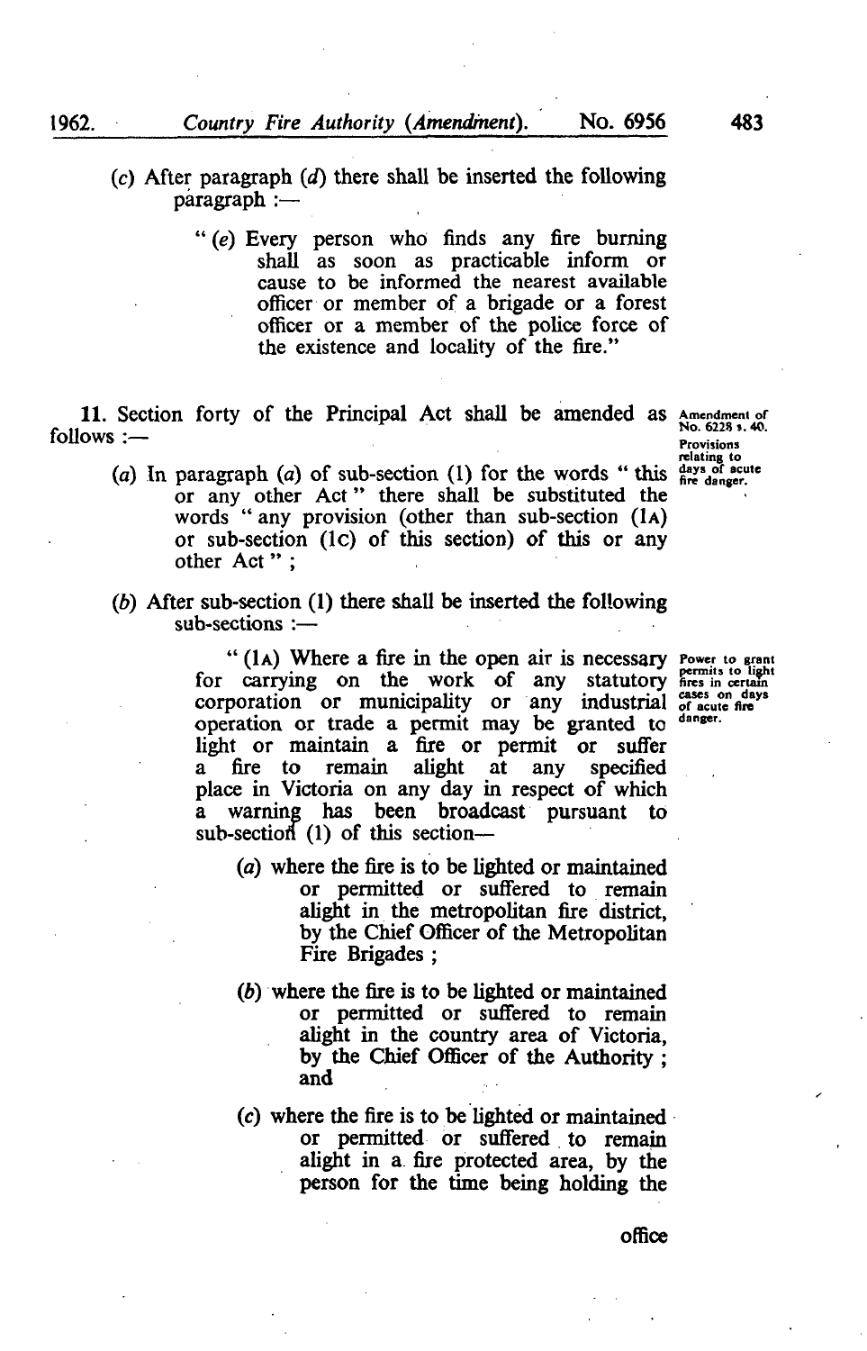(c) After paragraph (d) there shall be inserted the following paragraph :—

> " (e) Every person who finds any fire burning shall as soon as practicable inform or cause to be informed the nearest available officer or member of a brigade or a forest officer or a member of the police force of the existence and locality of the fire."

Amendment of No. 6228 s. 40. Provisions relating to days of acute fire danger.

**11.** Section forty of the Principal Act shall be amended as follows :—

(a) In paragraph (a) of sub-section (1) for the words " this or any other Act " there shall be substituted the words " any provision (other than sub-section (1A) or sub-section (1C) of this section) of this or any other Act " ;

(b) After sub-section (1) there shall be inserted the following sub-sections :—

Power to grant permits to light fires in certain cases on days of acute fire danger.

> " (1A) Where a fire in the open air is necessary for carrying on the work of any statutory corporation or municipality or any industrial operation or trade a permit may be granted to light or maintain a fire or permit or suffer a fire to remain alight at any specified place in Victoria on any day in respect of which a warning has been broadcast pursuant to sub-section (1) of this section—
>
> (a) where the fire is to be lighted or maintained or permitted or suffered to remain alight in the metropolitan fire district, by the Chief Officer of the Metropolitan Fire Brigades ;
>
> (b) where the fire is to be lighted or maintained or permitted or suffered to remain alight in the country area of Victoria, by the Chief Officer of the Authority ; and
>
> (c) where the fire is to be lighted or maintained or permitted or suffered to remain alight in a fire protected area, by the person for the time being holding the

office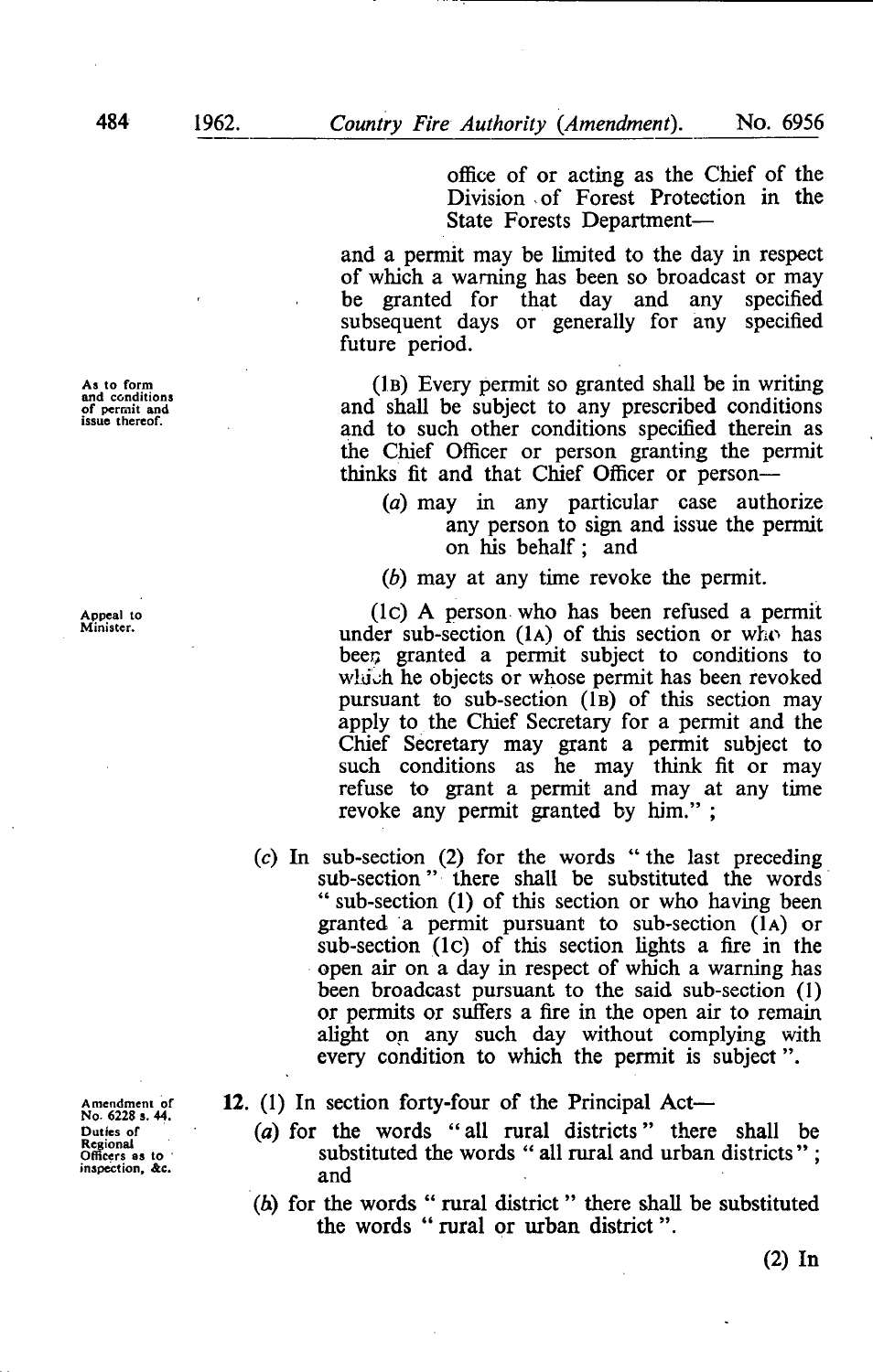office of or acting as the Chief of the Division of Forest Protection in the State Forests Department—

and a permit may be limited to the day in respect of which a warning has been so broadcast or may be granted for that day and any specified subsequent days or generally for any specified future period.

As to form and conditions of permit and issue thereof.

(1B) Every permit so granted shall be in writing and shall be subject to any prescribed conditions and to such other conditions specified therein as the Chief Officer or person granting the permit thinks fit and that Chief Officer or person—

(a) may in any particular case authorize any person to sign and issue the permit on his behalf; and

(b) may at any time revoke the permit.

Appeal to Minister.

(1C) A person who has been refused a permit under sub-section (1A) of this section or who has been granted a permit subject to conditions to which he objects or whose permit has been revoked pursuant to sub-section (1B) of this section may apply to the Chief Secretary for a permit and the Chief Secretary may grant a permit subject to such conditions as he may think fit or may refuse to grant a permit and may at any time revoke any permit granted by him." ;

(c) In sub-section (2) for the words "the last preceding sub-section" there shall be substituted the words "sub-section (1) of this section or who having been granted a permit pursuant to sub-section (1A) or sub-section (1C) of this section lights a fire in the open air on a day in respect of which a warning has been broadcast pursuant to the said sub-section (1) or permits or suffers a fire in the open air to remain alight on any such day without complying with every condition to which the permit is subject".

Amendment of No. 6228 s. 44. Duties of Regional Officers as to inspection, &c.

**12.** (1) In section forty-four of the Principal Act—

(a) for the words "all rural districts" there shall be substituted the words "all rural and urban districts"; and

(b) for the words "rural district" there shall be substituted the words "rural or urban district".

(2) In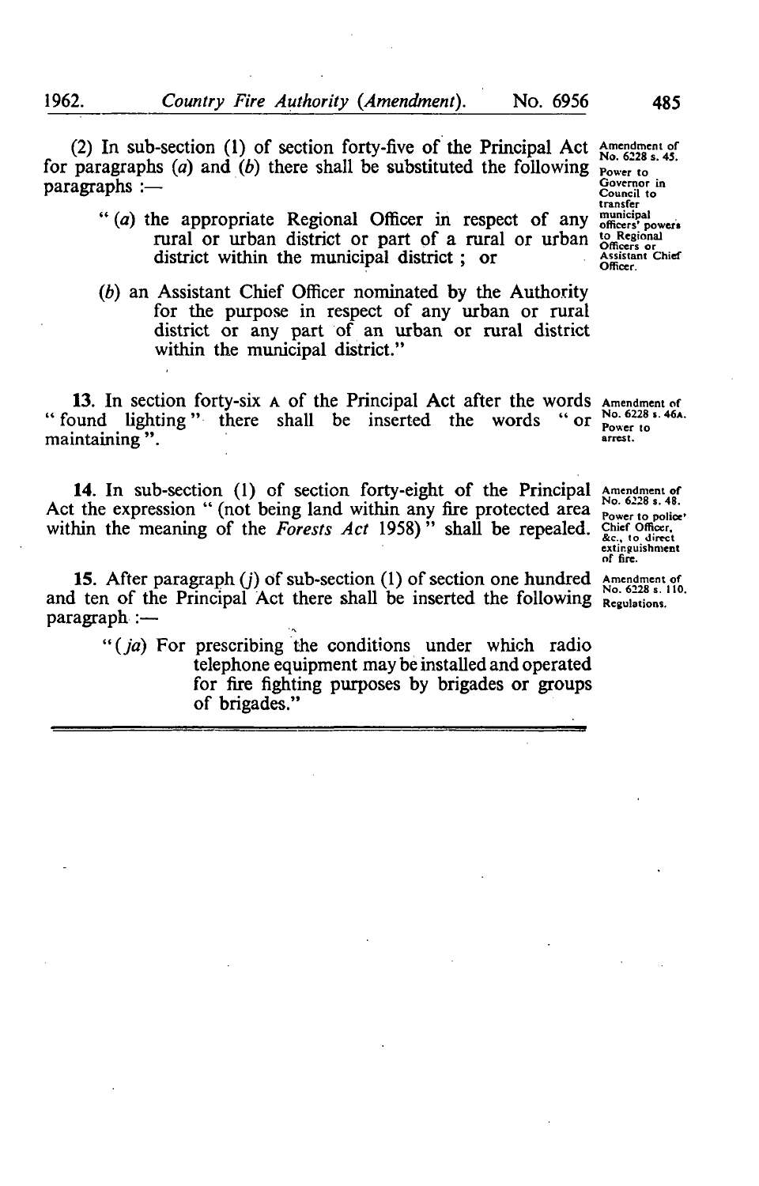(2) In sub-section (1) of section forty-five of the Principal Act for paragraphs (*a*) and (*b*) there shall be substituted the following paragraphs :—

Amendment of No. 6228 s. 45. Power to Governor in Council to transfer municipal officers' powers to Regional Officers or Assistant Chief Officer.

> " (*a*) the appropriate Regional Officer in respect of any rural or urban district or part of a rural or urban district within the municipal district ; or
>
> (*b*) an Assistant Chief Officer nominated by the Authority for the purpose in respect of any urban or rural district or any part of an urban or rural district within the municipal district."

**13.** In section forty-six A of the Principal Act after the words " found lighting " there shall be inserted the words " or maintaining ".

Amendment of No. 6228 s. 46A. Power to arrest.

**14.** In sub-section (1) of section forty-eight of the Principal Act the expression " (not being land within any fire protected area within the meaning of the *Forests Act* 1958) " shall be repealed.

Amendment of No. 6228 s. 48. Power to police' Chief Officer, &c., to direct extinguishment of fire.

**15.** After paragraph (*j*) of sub-section (1) of section one hundred and ten of the Principal Act there shall be inserted the following paragraph :—

Amendment of No. 6228 s. 110. Regulations.

> " (*ja*) For prescribing the conditions under which radio telephone equipment may be installed and operated for fire fighting purposes by brigades or groups of brigades."